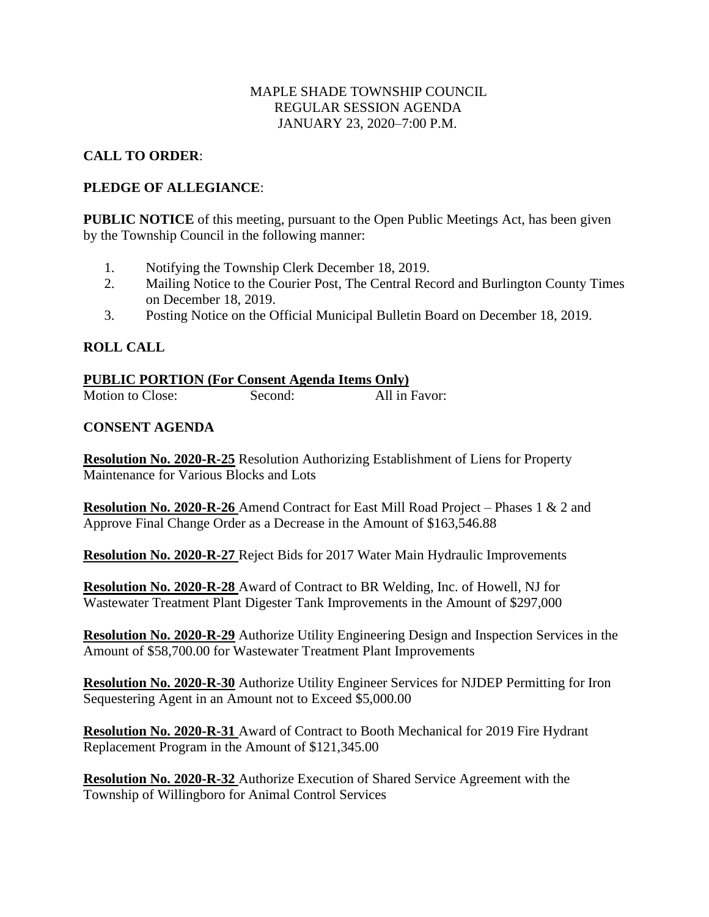MAPLE SHADE TOWNSHIP COUNCIL
REGULAR SESSION AGENDA
JANUARY 23, 2020–7:00 P.M.

**CALL TO ORDER**:

**PLEDGE OF ALLEGIANCE**:

**PUBLIC NOTICE** of this meeting, pursuant to the Open Public Meetings Act, has been given by the Township Council in the following manner:

1. Notifying the Township Clerk December 18, 2019.
2. Mailing Notice to the Courier Post, The Central Record and Burlington County Times on December 18, 2019.
3. Posting Notice on the Official Municipal Bulletin Board on December 18, 2019.

**ROLL CALL**

**PUBLIC PORTION (For Consent Agenda Items Only)**

Motion to Close: Second: All in Favor:

**CONSENT AGENDA**

**Resolution No. 2020-R-25** Resolution Authorizing Establishment of Liens for Property Maintenance for Various Blocks and Lots

**Resolution No. 2020-R-26** Amend Contract for East Mill Road Project – Phases 1 & 2 and Approve Final Change Order as a Decrease in the Amount of $163,546.88

**Resolution No. 2020-R-27** Reject Bids for 2017 Water Main Hydraulic Improvements

**Resolution No. 2020-R-28** Award of Contract to BR Welding, Inc. of Howell, NJ for Wastewater Treatment Plant Digester Tank Improvements in the Amount of $297,000

**Resolution No. 2020-R-29** Authorize Utility Engineering Design and Inspection Services in the Amount of $58,700.00 for Wastewater Treatment Plant Improvements

**Resolution No. 2020-R-30** Authorize Utility Engineer Services for NJDEP Permitting for Iron Sequestering Agent in an Amount not to Exceed $5,000.00

**Resolution No. 2020-R-31** Award of Contract to Booth Mechanical for 2019 Fire Hydrant Replacement Program in the Amount of $121,345.00

**Resolution No. 2020-R-32** Authorize Execution of Shared Service Agreement with the Township of Willingboro for Animal Control Services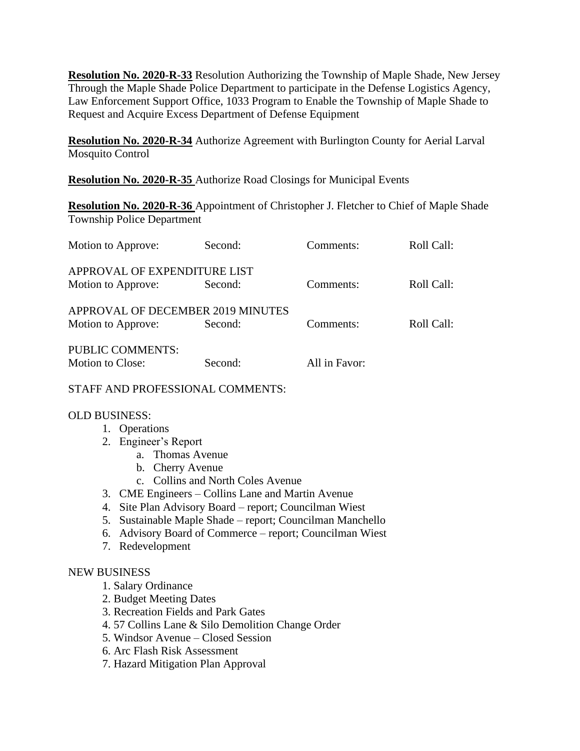**Resolution No. 2020-R-33** Resolution Authorizing the Township of Maple Shade, New Jersey Through the Maple Shade Police Department to participate in the Defense Logistics Agency, Law Enforcement Support Office, 1033 Program to Enable the Township of Maple Shade to Request and Acquire Excess Department of Defense Equipment

**Resolution No. 2020-R-34** Authorize Agreement with Burlington County for Aerial Larval Mosquito Control

**Resolution No. 2020-R-35** Authorize Road Closings for Municipal Events

**Resolution No. 2020-R-36** Appointment of Christopher J. Fletcher to Chief of Maple Shade Township Police Department

| Motion to Approve: | Second: | Comments: | Roll Call: |
|---|---|---|---|

APPROVAL OF EXPENDITURE LIST

| Motion to Approve: | Second: | Comments: | Roll Call: |
|---|---|---|---|

APPROVAL OF DECEMBER 2019 MINUTES

| Motion to Approve: | Second: | Comments: | Roll Call: |
|---|---|---|---|

PUBLIC COMMENTS:

| Motion to Close: | Second: | All in Favor: |
|---|---|---|

STAFF AND PROFESSIONAL COMMENTS:

OLD BUSINESS:

1. Operations
2. Engineer's Report
   a. Thomas Avenue
   b. Cherry Avenue
   c. Collins and North Coles Avenue
3. CME Engineers – Collins Lane and Martin Avenue
4. Site Plan Advisory Board – report; Councilman Wiest
5. Sustainable Maple Shade – report; Councilman Manchello
6. Advisory Board of Commerce – report; Councilman Wiest
7. Redevelopment

NEW BUSINESS

1. Salary Ordinance
2. Budget Meeting Dates
3. Recreation Fields and Park Gates
4. 57 Collins Lane & Silo Demolition Change Order
5. Windsor Avenue – Closed Session
6. Arc Flash Risk Assessment
7. Hazard Mitigation Plan Approval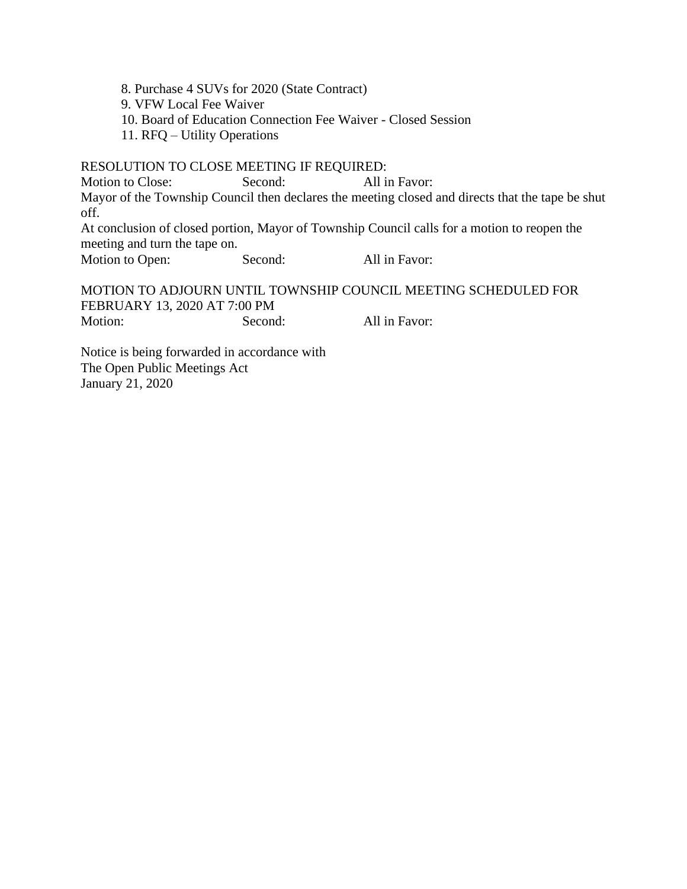8. Purchase 4 SUVs for 2020 (State Contract)
9. VFW Local Fee Waiver
10. Board of Education Connection Fee Waiver - Closed Session
11. RFQ – Utility Operations

RESOLUTION TO CLOSE MEETING IF REQUIRED:
Motion to Close: Second: All in Favor:
Mayor of the Township Council then declares the meeting closed and directs that the tape be shut off.
At conclusion of closed portion, Mayor of Township Council calls for a motion to reopen the meeting and turn the tape on.
Motion to Open: Second: All in Favor:

MOTION TO ADJOURN UNTIL TOWNSHIP COUNCIL MEETING SCHEDULED FOR FEBRUARY 13, 2020 AT 7:00 PM
Motion: Second: All in Favor:

Notice is being forwarded in accordance with
The Open Public Meetings Act
January 21, 2020